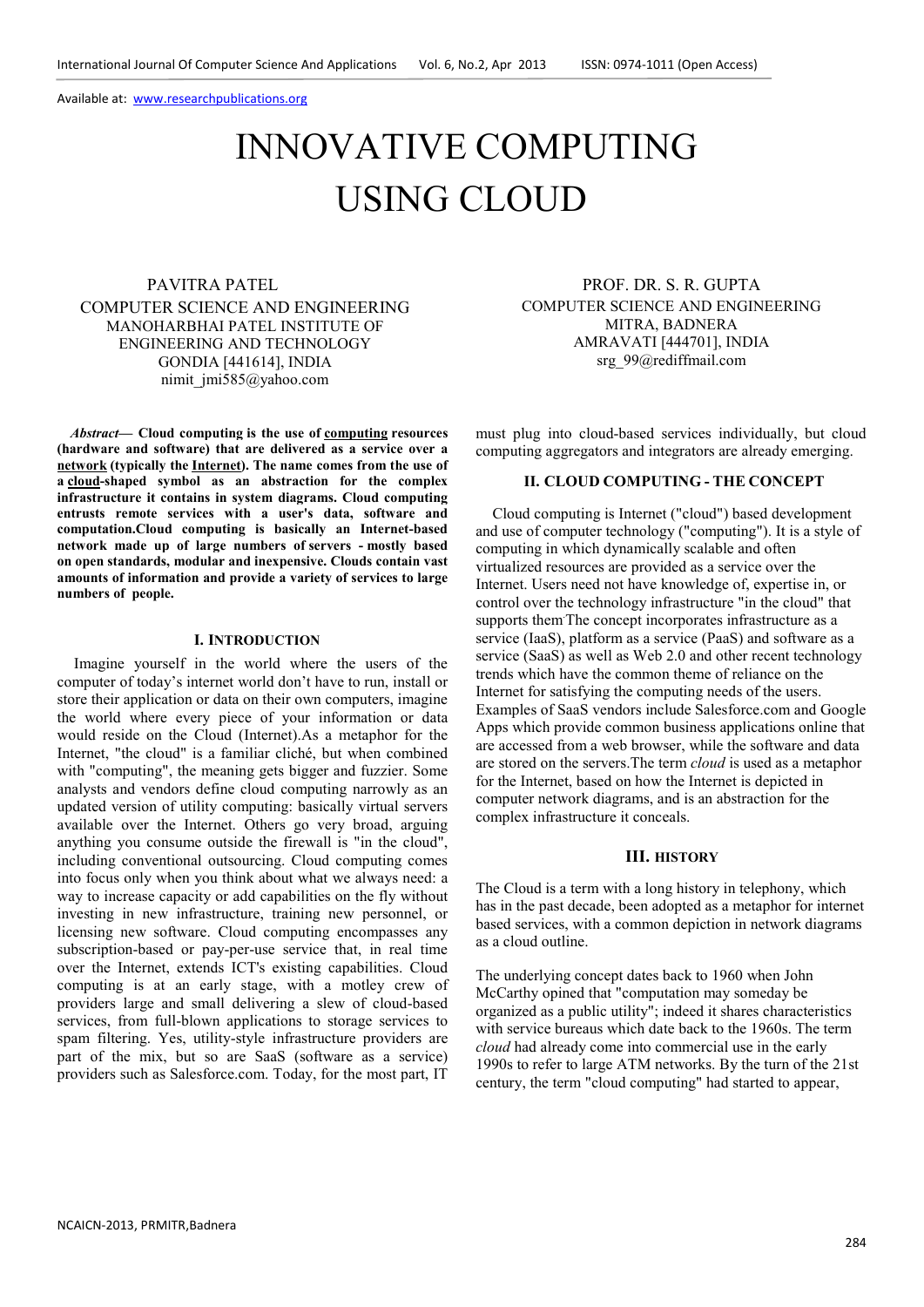Available at: www.researchpublications.org

# INNOVATIVE COMPUTING USING CLOUD

PAVITRA PATEL
COMPUTER SCIENCE AND ENGINEERING
MANOHARBHAI PATEL INSTITUTE OF ENGINEERING AND TECHNOLOGY
GONDIA [441614], INDIA
nimit_jmi585@yahoo.com

PROF. DR. S. R. GUPTA
COMPUTER SCIENCE AND ENGINEERING
MITRA, BADNERA
AMRAVATI [444701], INDIA
srg_99@rediffmail.com

***Abstract*— Cloud computing is the use of computing resources (hardware and software) that are delivered as a service over a network (typically the Internet). The name comes from the use of a cloud-shaped symbol as an abstraction for the complex infrastructure it contains in system diagrams. Cloud computing entrusts remote services with a user's data, software and computation.Cloud computing is basically an Internet-based network made up of large numbers of servers - mostly based on open standards, modular and inexpensive. Clouds contain vast amounts of information and provide a variety of services to large numbers of people.**

## I. INTRODUCTION

Imagine yourself in the world where the users of the computer of today's internet world don't have to run, install or store their application or data on their own computers, imagine the world where every piece of your information or data would reside on the Cloud (Internet).As a metaphor for the Internet, "the cloud" is a familiar cliché, but when combined with "computing", the meaning gets bigger and fuzzier. Some analysts and vendors define cloud computing narrowly as an updated version of utility computing: basically virtual servers available over the Internet. Others go very broad, arguing anything you consume outside the firewall is "in the cloud", including conventional outsourcing. Cloud computing comes into focus only when you think about what we always need: a way to increase capacity or add capabilities on the fly without investing in new infrastructure, training new personnel, or licensing new software. Cloud computing encompasses any subscription-based or pay-per-use service that, in real time over the Internet, extends ICT's existing capabilities. Cloud computing is at an early stage, with a motley crew of providers large and small delivering a slew of cloud-based services, from full-blown applications to storage services to spam filtering. Yes, utility-style infrastructure providers are part of the mix, but so are SaaS (software as a service) providers such as Salesforce.com. Today, for the most part, IT must plug into cloud-based services individually, but cloud computing aggregators and integrators are already emerging.

## II. CLOUD COMPUTING - THE CONCEPT

Cloud computing is Internet ("cloud") based development and use of computer technology ("computing"). It is a style of computing in which dynamically scalable and often virtualized resources are provided as a service over the Internet. Users need not have knowledge of, expertise in, or control over the technology infrastructure "in the cloud" that supports them.The concept incorporates infrastructure as a service (IaaS), platform as a service (PaaS) and software as a service (SaaS) as well as Web 2.0 and other recent technology trends which have the common theme of reliance on the Internet for satisfying the computing needs of the users. Examples of SaaS vendors include Salesforce.com and Google Apps which provide common business applications online that are accessed from a web browser, while the software and data are stored on the servers.The term *cloud* is used as a metaphor for the Internet, based on how the Internet is depicted in computer network diagrams, and is an abstraction for the complex infrastructure it conceals.

## III. HISTORY

The Cloud is a term with a long history in telephony, which has in the past decade, been adopted as a metaphor for internet based services, with a common depiction in network diagrams as a cloud outline.

The underlying concept dates back to 1960 when John McCarthy opined that "computation may someday be organized as a public utility"; indeed it shares characteristics with service bureaus which date back to the 1960s. The term *cloud* had already come into commercial use in the early 1990s to refer to large ATM networks. By the turn of the 21st century, the term "cloud computing" had started to appear,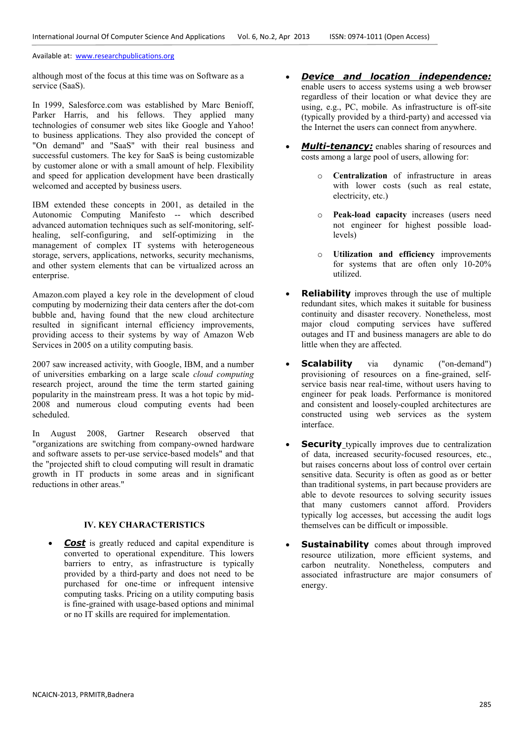although most of the focus at this time was on Software as a service (SaaS).

In 1999, Salesforce.com was established by Marc Benioff, Parker Harris, and his fellows. They applied many technologies of consumer web sites like Google and Yahoo! to business applications. They also provided the concept of "On demand" and "SaaS" with their real business and successful customers. The key for SaaS is being customizable by customer alone or with a small amount of help. Flexibility and speed for application development have been drastically welcomed and accepted by business users.

IBM extended these concepts in 2001, as detailed in the Autonomic Computing Manifesto -- which described advanced automation techniques such as self-monitoring, self-healing, self-configuring, and self-optimizing in the management of complex IT systems with heterogeneous storage, servers, applications, networks, security mechanisms, and other system elements that can be virtualized across an enterprise.

Amazon.com played a key role in the development of cloud computing by modernizing their data centers after the dot-com bubble and, having found that the new cloud architecture resulted in significant internal efficiency improvements, providing access to their systems by way of Amazon Web Services in 2005 on a utility computing basis.

2007 saw increased activity, with Google, IBM, and a number of universities embarking on a large scale *cloud computing* research project, around the time the term started gaining popularity in the mainstream press. It was a hot topic by mid-2008 and numerous cloud computing events had been scheduled.

In August 2008, Gartner Research observed that "organizations are switching from company-owned hardware and software assets to per-use service-based models" and that the "projected shift to cloud computing will result in dramatic growth in IT products in some areas and in significant reductions in other areas."

## IV. KEY CHARACTERISTICS

- ***Cost*** is greatly reduced and capital expenditure is converted to operational expenditure. This lowers barriers to entry, as infrastructure is typically provided by a third-party and does not need to be purchased for one-time or infrequent intensive computing tasks. Pricing on a utility computing basis is fine-grained with usage-based options and minimal or no IT skills are required for implementation.
- ***Device and location independence:*** enable users to access systems using a web browser regardless of their location or what device they are using, e.g., PC, mobile. As infrastructure is off-site (typically provided by a third-party) and accessed via the Internet the users can connect from anywhere.
- ***Multi-tenancy:*** enables sharing of resources and costs among a large pool of users, allowing for:
    - **Centralization** of infrastructure in areas with lower costs (such as real estate, electricity, etc.)
    - **Peak-load capacity** increases (users need not engineer for highest possible load-levels)
    - **Utilization and efficiency** improvements for systems that are often only 10-20% utilized.
- **Reliability** improves through the use of multiple redundant sites, which makes it suitable for business continuity and disaster recovery. Nonetheless, most major cloud computing services have suffered outages and IT and business managers are able to do little when they are affected.
- **Scalability** via dynamic ("on-demand") provisioning of resources on a fine-grained, self-service basis near real-time, without users having to engineer for peak loads. Performance is monitored and consistent and loosely-coupled architectures are constructed using web services as the system interface.
- **Security** typically improves due to centralization of data, increased security-focused resources, etc., but raises concerns about loss of control over certain sensitive data. Security is often as good as or better than traditional systems, in part because providers are able to devote resources to solving security issues that many customers cannot afford. Providers typically log accesses, but accessing the audit logs themselves can be difficult or impossible.
- **Sustainability** comes about through improved resource utilization, more efficient systems, and carbon neutrality. Nonetheless, computers and associated infrastructure are major consumers of energy.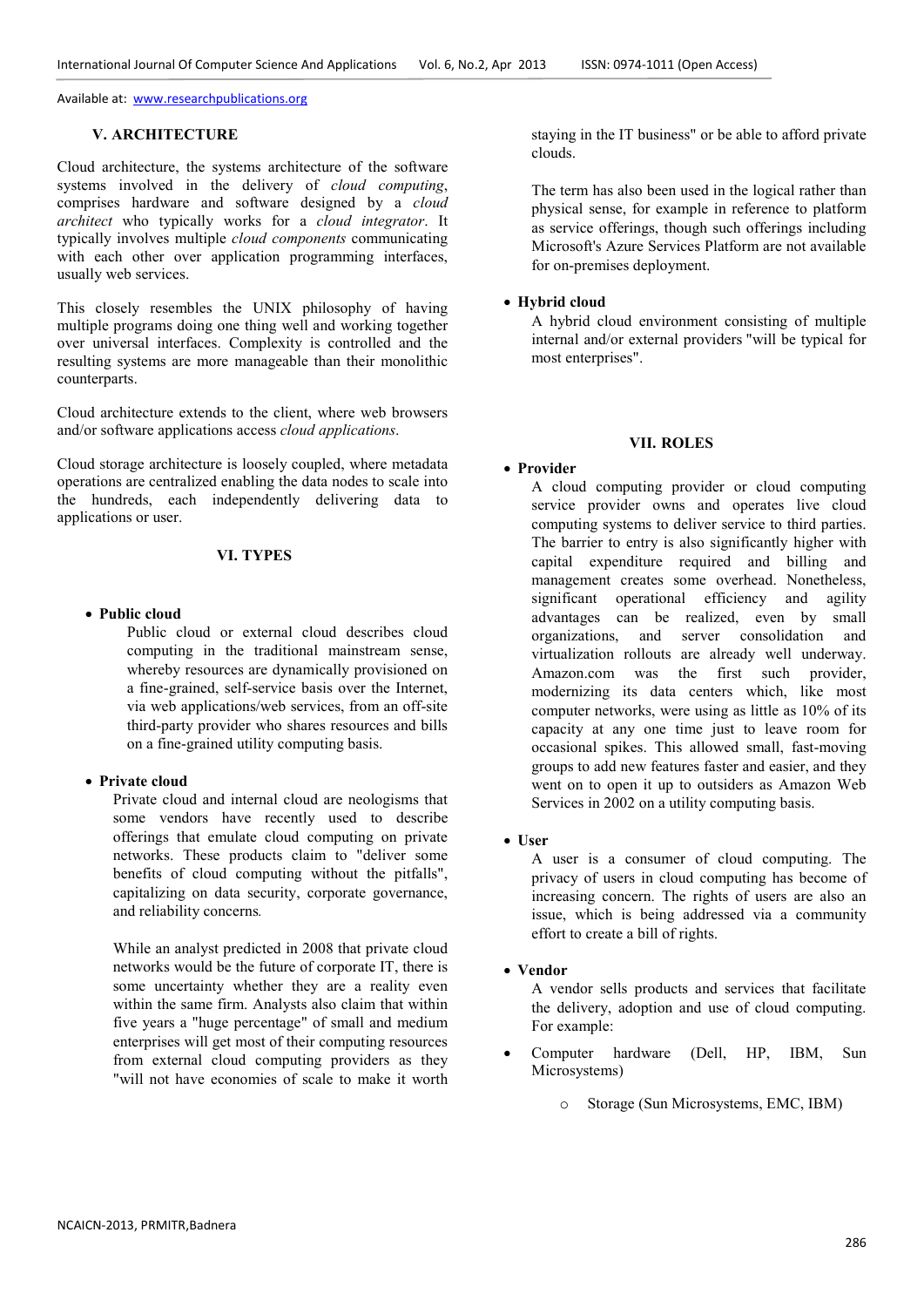## V. ARCHITECTURE

Cloud architecture, the systems architecture of the software systems involved in the delivery of *cloud computing*, comprises hardware and software designed by a *cloud architect* who typically works for a *cloud integrator*. It typically involves multiple *cloud components* communicating with each other over application programming interfaces, usually web services.

This closely resembles the UNIX philosophy of having multiple programs doing one thing well and working together over universal interfaces. Complexity is controlled and the resulting systems are more manageable than their monolithic counterparts.

Cloud architecture extends to the client, where web browsers and/or software applications access *cloud applications*.

Cloud storage architecture is loosely coupled, where metadata operations are centralized enabling the data nodes to scale into the hundreds, each independently delivering data to applications or user.

## VI. TYPES

- **Public cloud**
  Public cloud or external cloud describes cloud computing in the traditional mainstream sense, whereby resources are dynamically provisioned on a fine-grained, self-service basis over the Internet, via web applications/web services, from an off-site third-party provider who shares resources and bills on a fine-grained utility computing basis.

- **Private cloud**
  Private cloud and internal cloud are neologisms that some vendors have recently used to describe offerings that emulate cloud computing on private networks. These products claim to "deliver some benefits of cloud computing without the pitfalls", capitalizing on data security, corporate governance, and reliability concerns.

  While an analyst predicted in 2008 that private cloud networks would be the future of corporate IT, there is some uncertainty whether they are a reality even within the same firm. Analysts also claim that within five years a "huge percentage" of small and medium enterprises will get most of their computing resources from external cloud computing providers as they "will not have economies of scale to make it worth staying in the IT business" or be able to afford private clouds.

  The term has also been used in the logical rather than physical sense, for example in reference to platform as service offerings, though such offerings including Microsoft's Azure Services Platform are not available for on-premises deployment.

- **Hybrid cloud**
  A hybrid cloud environment consisting of multiple internal and/or external providers "will be typical for most enterprises".

## VII. ROLES

- **Provider**
  A cloud computing provider or cloud computing service provider owns and operates live cloud computing systems to deliver service to third parties. The barrier to entry is also significantly higher with capital expenditure required and billing and management creates some overhead. Nonetheless, significant operational efficiency and agility advantages can be realized, even by small organizations, and server consolidation and virtualization rollouts are already well underway. Amazon.com was the first such provider, modernizing its data centers which, like most computer networks, were using as little as 10% of its capacity at any one time just to leave room for occasional spikes. This allowed small, fast-moving groups to add new features faster and easier, and they went on to open it up to outsiders as Amazon Web Services in 2002 on a utility computing basis.

- **User**
  A user is a consumer of cloud computing. The privacy of users in cloud computing has become of increasing concern. The rights of users are also an issue, which is being addressed via a community effort to create a bill of rights.

- **Vendor**
  A vendor sells products and services that facilitate the delivery, adoption and use of cloud computing. For example:

- Computer hardware (Dell, HP, IBM, Sun Microsystems)
  - Storage (Sun Microsystems, EMC, IBM)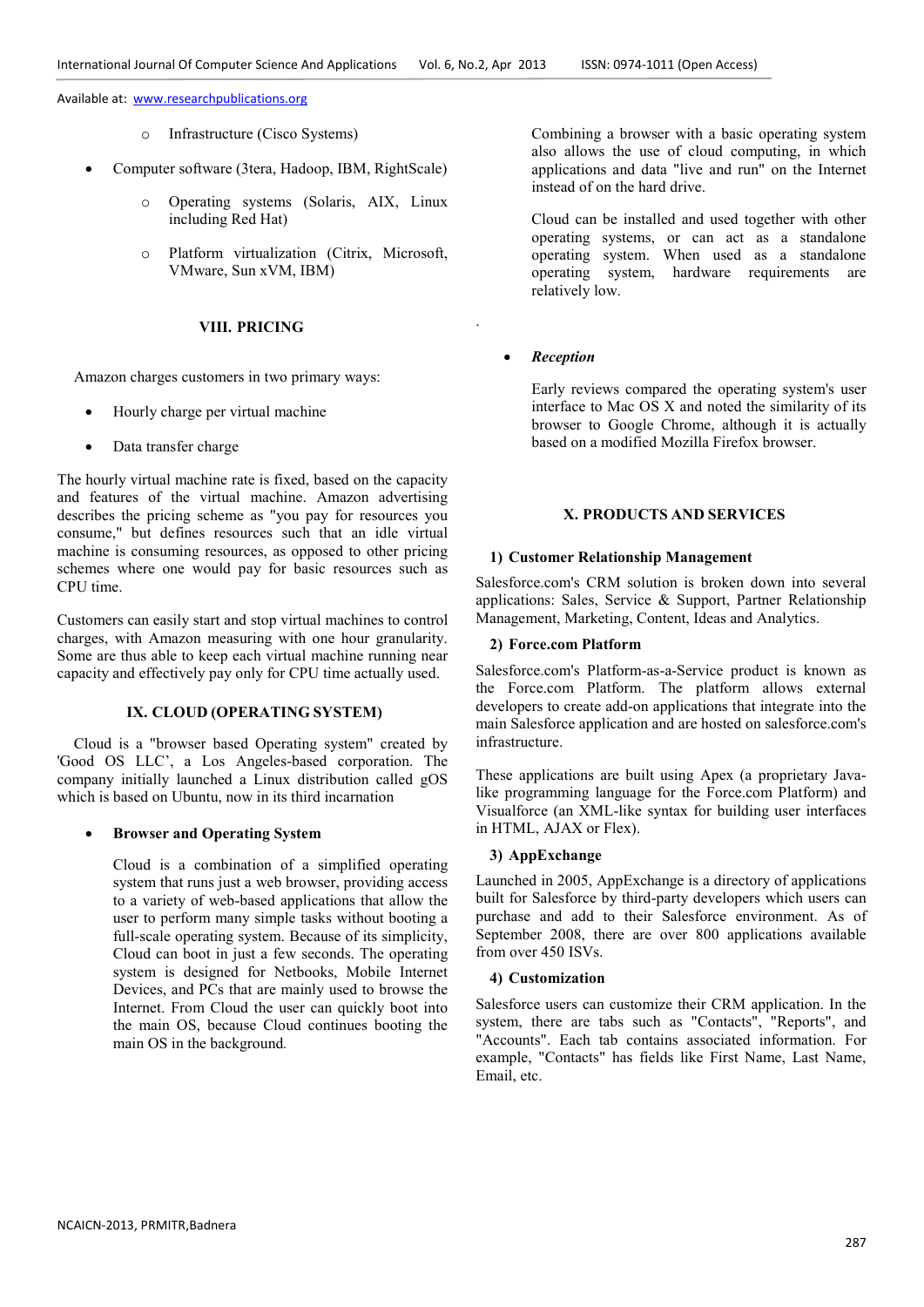- Infrastructure (Cisco Systems)
- Computer software (3tera, Hadoop, IBM, RightScale)
    - Operating systems (Solaris, AIX, Linux including Red Hat)
    - Platform virtualization (Citrix, Microsoft, VMware, Sun xVM, IBM)

## VIII. PRICING

Amazon charges customers in two primary ways:

- Hourly charge per virtual machine
- Data transfer charge

The hourly virtual machine rate is fixed, based on the capacity and features of the virtual machine. Amazon advertising describes the pricing scheme as "you pay for resources you consume," but defines resources such that an idle virtual machine is consuming resources, as opposed to other pricing schemes where one would pay for basic resources such as CPU time.

Customers can easily start and stop virtual machines to control charges, with Amazon measuring with one hour granularity. Some are thus able to keep each virtual machine running near capacity and effectively pay only for CPU time actually used.

## IX. CLOUD (OPERATING SYSTEM)

Cloud is a "browser based Operating system" created by 'Good OS LLC', a Los Angeles-based corporation. The company initially launched a Linux distribution called gOS which is based on Ubuntu, now in its third incarnation

- **Browser and Operating System**

  Cloud is a combination of a simplified operating system that runs just a web browser, providing access to a variety of web-based applications that allow the user to perform many simple tasks without booting a full-scale operating system. Because of its simplicity, Cloud can boot in just a few seconds. The operating system is designed for Netbooks, Mobile Internet Devices, and PCs that are mainly used to browse the Internet. From Cloud the user can quickly boot into the main OS, because Cloud continues booting the main OS in the background.

  Combining a browser with a basic operating system also allows the use of cloud computing, in which applications and data "live and run" on the Internet instead of on the hard drive.

  Cloud can be installed and used together with other operating systems, or can act as a standalone operating system. When used as a standalone operating system, hardware requirements are relatively low.

- ***Reception***

  Early reviews compared the operating system's user interface to Mac OS X and noted the similarity of its browser to Google Chrome, although it is actually based on a modified Mozilla Firefox browser.

## X. PRODUCTS AND SERVICES

### 1) Customer Relationship Management

Salesforce.com's CRM solution is broken down into several applications: Sales, Service & Support, Partner Relationship Management, Marketing, Content, Ideas and Analytics.

### 2) Force.com Platform

Salesforce.com's Platform-as-a-Service product is known as the Force.com Platform. The platform allows external developers to create add-on applications that integrate into the main Salesforce application and are hosted on salesforce.com's infrastructure.

These applications are built using Apex (a proprietary Java-like programming language for the Force.com Platform) and Visualforce (an XML-like syntax for building user interfaces in HTML, AJAX or Flex).

### 3) AppExchange

Launched in 2005, AppExchange is a directory of applications built for Salesforce by third-party developers which users can purchase and add to their Salesforce environment. As of September 2008, there are over 800 applications available from over 450 ISVs.

### 4) Customization

Salesforce users can customize their CRM application. In the system, there are tabs such as "Contacts", "Reports", and "Accounts". Each tab contains associated information. For example, "Contacts" has fields like First Name, Last Name, Email, etc.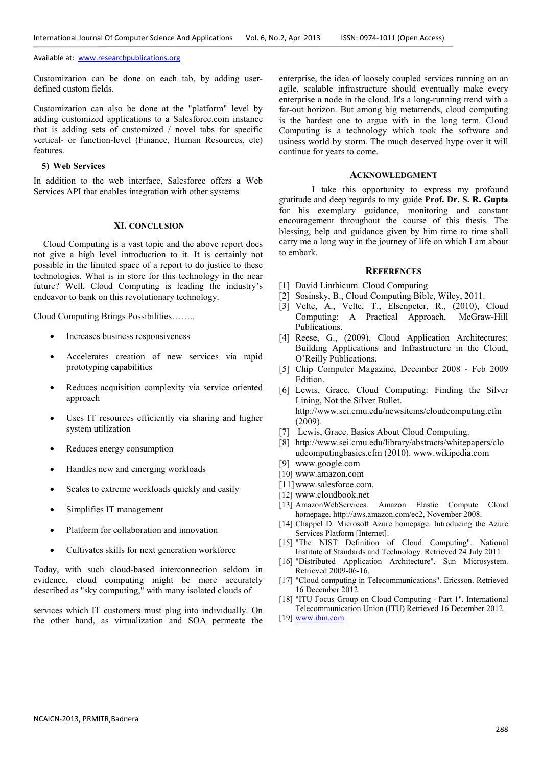Customization can be done on each tab, by adding user-defined custom fields.

Customization can also be done at the "platform" level by adding customized applications to a Salesforce.com instance that is adding sets of customized / novel tabs for specific vertical- or function-level (Finance, Human Resources, etc) features.

**5) Web Services**

In addition to the web interface, Salesforce offers a Web Services API that enables integration with other systems

## XI. CONCLUSION

Cloud Computing is a vast topic and the above report does not give a high level introduction to it. It is certainly not possible in the limited space of a report to do justice to these technologies. What is in store for this technology in the near future? Well, Cloud Computing is leading the industry's endeavor to bank on this revolutionary technology.

Cloud Computing Brings Possibilities……..

- Increases business responsiveness
- Accelerates creation of new services via rapid prototyping capabilities
- Reduces acquisition complexity via service oriented approach
- Uses IT resources efficiently via sharing and higher system utilization
- Reduces energy consumption
- Handles new and emerging workloads
- Scales to extreme workloads quickly and easily
- Simplifies IT management
- Platform for collaboration and innovation
- Cultivates skills for next generation workforce

Today, with such cloud-based interconnection seldom in evidence, cloud computing might be more accurately described as "sky computing," with many isolated clouds of services which IT customers must plug into individually. On the other hand, as virtualization and SOA permeate the enterprise, the idea of loosely coupled services running on an agile, scalable infrastructure should eventually make every enterprise a node in the cloud. It's a long-running trend with a far-out horizon. But among big metatrends, cloud computing is the hardest one to argue with in the long term. Cloud Computing is a technology which took the software and usiness world by storm. The much deserved hype over it will continue for years to come.

## ACKNOWLEDGMENT

I take this opportunity to express my profound gratitude and deep regards to my guide **Prof. Dr. S. R. Gupta** for his exemplary guidance, monitoring and constant encouragement throughout the course of this thesis. The blessing, help and guidance given by him time to time shall carry me a long way in the journey of life on which I am about to embark.

## REFERENCES

[1] David Linthicum. Cloud Computing

[2] Sosinsky, B., Cloud Computing Bible, Wiley, 2011.

[3] Velte, A., Velte, T., Elsenpeter, R., (2010), Cloud Computing: A Practical Approach, McGraw-Hill Publications.

[4] Reese, G., (2009), Cloud Application Architectures: Building Applications and Infrastructure in the Cloud, O'Reilly Publications.

[5] Chip Computer Magazine, December 2008 - Feb 2009 Edition.

[6] Lewis, Grace. Cloud Computing: Finding the Silver Lining, Not the Silver Bullet. http://www.sei.cmu.edu/newsitems/cloudcomputing.cfm (2009).

[7] Lewis, Grace. Basics About Cloud Computing.

[8] http://www.sei.cmu.edu/library/abstracts/whitepapers/cloudcomputingbasics.cfm (2010). www.wikipedia.com

[9] www.google.com

[10] www.amazon.com

[11] www.salesforce.com.

[12] www.cloudbook.net

[13] AmazonWebServices. Amazon Elastic Compute Cloud homepage. http://aws.amazon.com/ec2, November 2008.

[14] Chappel D. Microsoft Azure homepage. Introducing the Azure Services Platform [Internet].

[15] "The NIST Definition of Cloud Computing". National Institute of Standards and Technology. Retrieved 24 July 2011.

[16] "Distributed Application Architecture". Sun Microsystem. Retrieved 2009-06-16.

[17] "Cloud computing in Telecommunications". Ericsson. Retrieved 16 December 2012.

[18] "ITU Focus Group on Cloud Computing - Part 1". International Telecommunication Union (ITU) Retrieved 16 December 2012.

[19] www.ibm.com